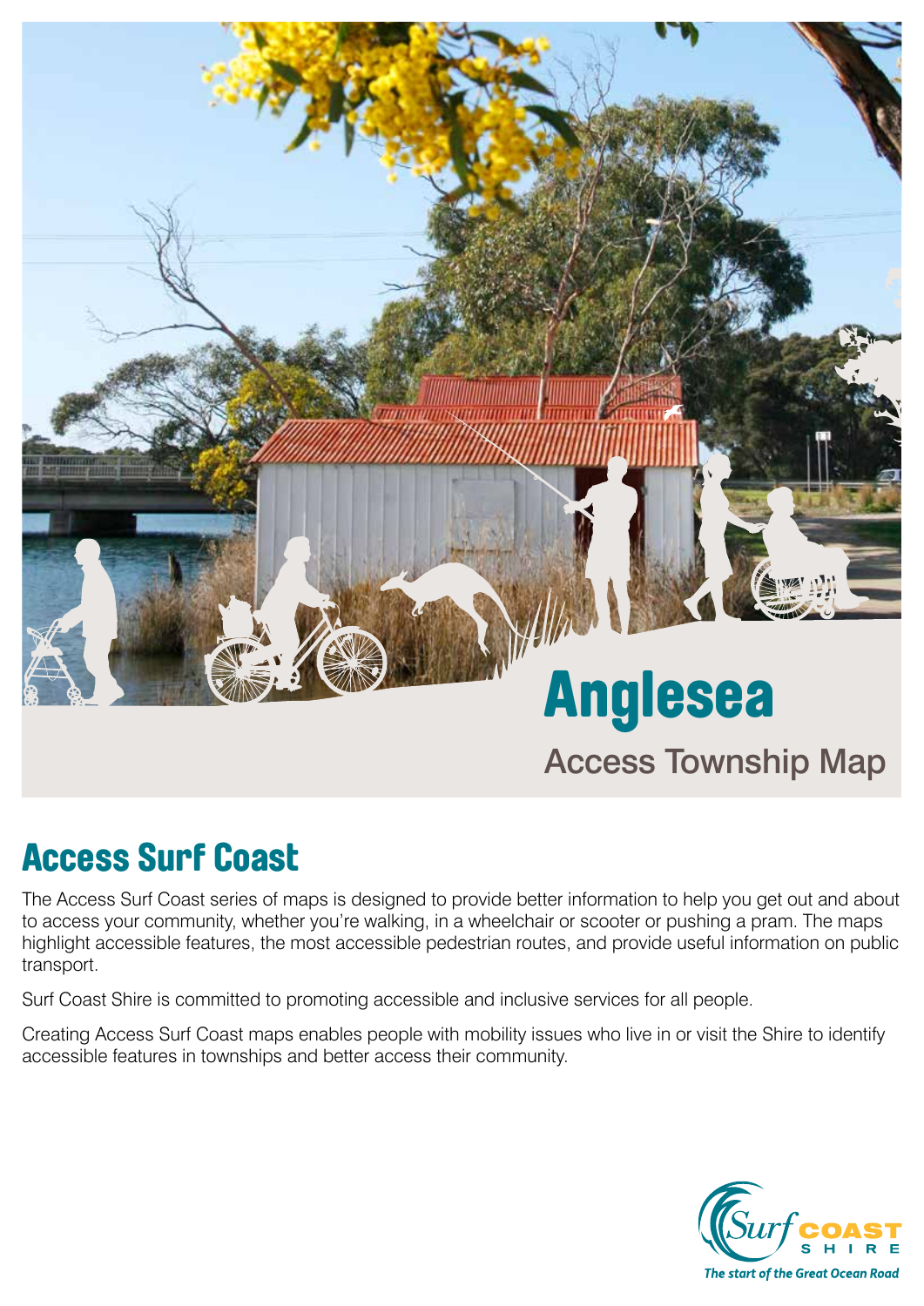# Anglesea

## Access Township Map

## Access Surf Coast

The Access Surf Coast series of maps is designed to provide better information to help you get out and about to access your community, whether you're walking, in a wheelchair or scooter or pushing a pram. The maps highlight accessible features, the most accessible pedestrian routes, and provide useful information on public transport.

Surf Coast Shire is committed to promoting accessible and inclusive services for all people.

Creating Access Surf Coast maps enables people with mobility issues who live in or visit the Shire to identify accessible features in townships and better access their community.

Surf COAST SHIRE

*The start of the Great Ocean Road*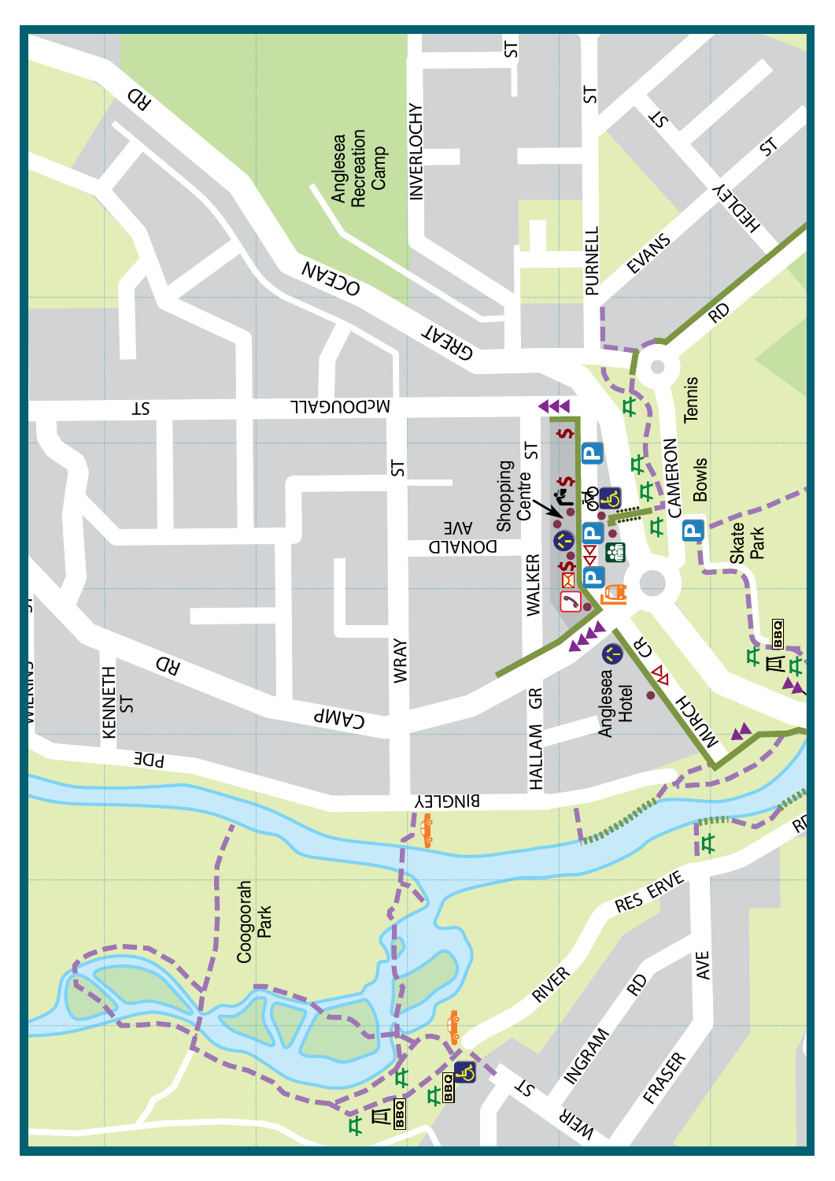GREAT OCEAN RD

Anglesea Recreation Camp

INVERLOCHY ST

PURNELL ST

EVANS ST

HEDLEY ST

McDOUGALL ST

Shopping Centre

WALKER ST

DONALD AVE

WRAY ST

CAMP RD

KENNETH ST

WILKINS ST

BINGLEY PDE

HALLAM GR

Anglesea Hotel

MURCH CR

CAMERON RD

Tennis

Bowls

Skate Park

BBQ

Coogoorah Park

RIVER RESERVE RD

INGRAM RD

FRASER AVE

WEIR ST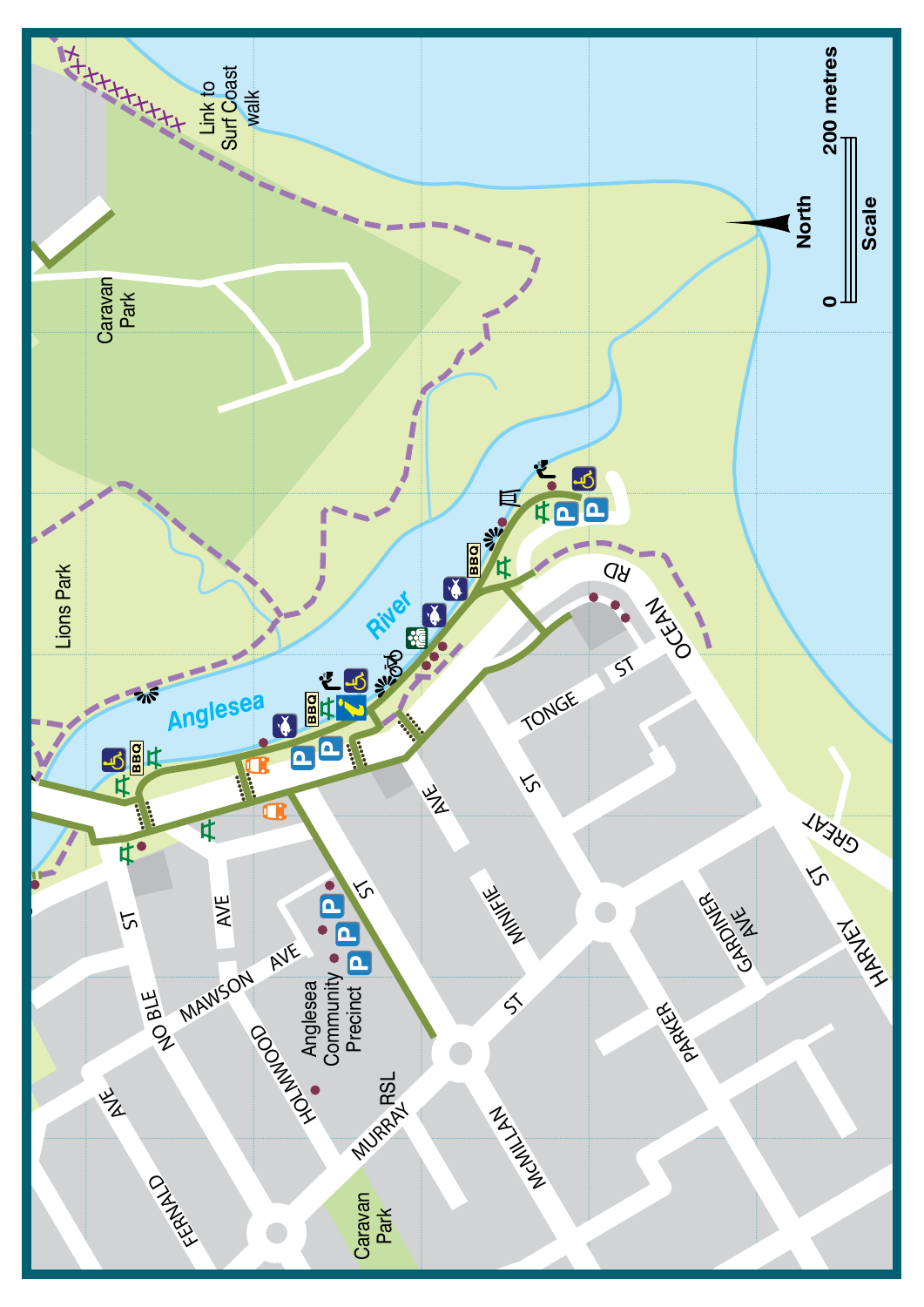Link to Surf Coast walk

North

Scale

0 — 200 metres

Caravan Park

Lions Park

Anglesea River

OCEAN RD

GREAT

HARVEY ST

TONGE ST

MINIFIE AVE

NOBLE ST

MAWSON AVE

HOLMWOOD ST

Anglesea Community Precinct

RSL

MURRAY ST

MCMILLAN ST

PARKER ST

GARDINER AVE

FERNALD AVE

Caravan Park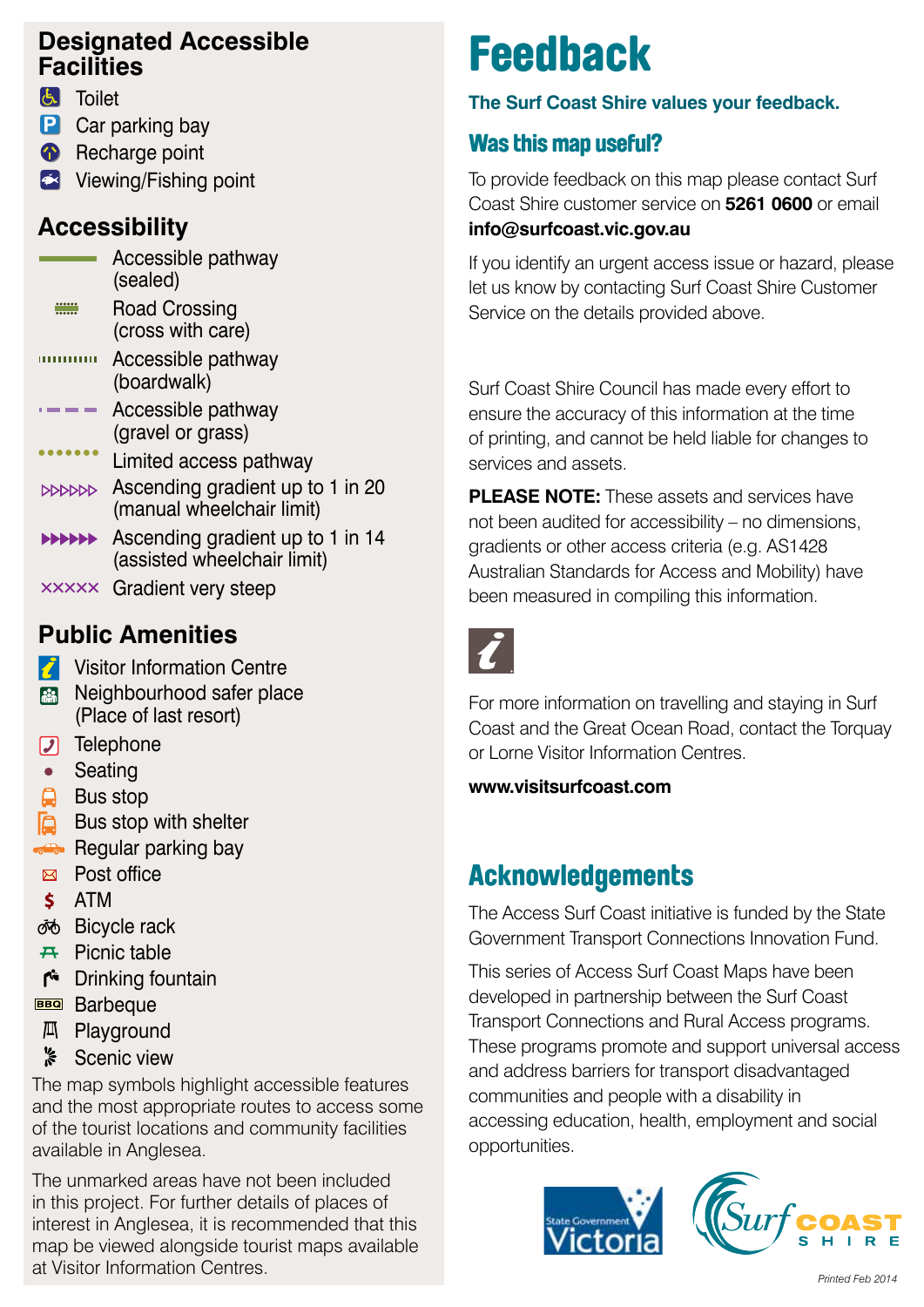## Designated Accessible Facilities

- Toilet
- Car parking bay
- Recharge point
- Viewing/Fishing point

## Accessibility

- Accessible pathway (sealed)
- Road Crossing (cross with care)
- Accessible pathway (boardwalk)
- Accessible pathway (gravel or grass)
- Limited access pathway
- Ascending gradient up to 1 in 20 (manual wheelchair limit)
- Ascending gradient up to 1 in 14 (assisted wheelchair limit)
- Gradient very steep

## Public Amenities

- Visitor Information Centre
- Neighbourhood safer place (Place of last resort)
- Telephone
- Seating
- Bus stop
- Bus stop with shelter
- Regular parking bay
- Post office
- ATM
- Bicycle rack
- Picnic table
- Drinking fountain
- Barbeque
- Playground
- Scenic view

The map symbols highlight accessible features and the most appropriate routes to access some of the tourist locations and community facilities available in Anglesea.

The unmarked areas have not been included in this project. For further details of places of interest in Anglesea, it is recommended that this map be viewed alongside tourist maps available at Visitor Information Centres.

# Feedback

**The Surf Coast Shire values your feedback.**

## Was this map useful?

To provide feedback on this map please contact Surf Coast Shire customer service on **5261 0600** or email **info@surfcoast.vic.gov.au**

If you identify an urgent access issue or hazard, please let us know by contacting Surf Coast Shire Customer Service on the details provided above.

Surf Coast Shire Council has made every effort to ensure the accuracy of this information at the time of printing, and cannot be held liable for changes to services and assets.

**PLEASE NOTE:** These assets and services have not been audited for accessibility – no dimensions, gradients or other access criteria (e.g. AS1428 Australian Standards for Access and Mobility) have been measured in compiling this information.

For more information on travelling and staying in Surf Coast and the Great Ocean Road, contact the Torquay or Lorne Visitor Information Centres.

**www.visitsurfcoast.com**

## Acknowledgements

The Access Surf Coast initiative is funded by the State Government Transport Connections Innovation Fund.

This series of Access Surf Coast Maps have been developed in partnership between the Surf Coast Transport Connections and Rural Access programs. These programs promote and support universal access and address barriers for transport disadvantaged communities and people with a disability in accessing education, health, employment and social opportunities.

State Government Victoria

Surf Coast Shire

*Printed Feb 2014*